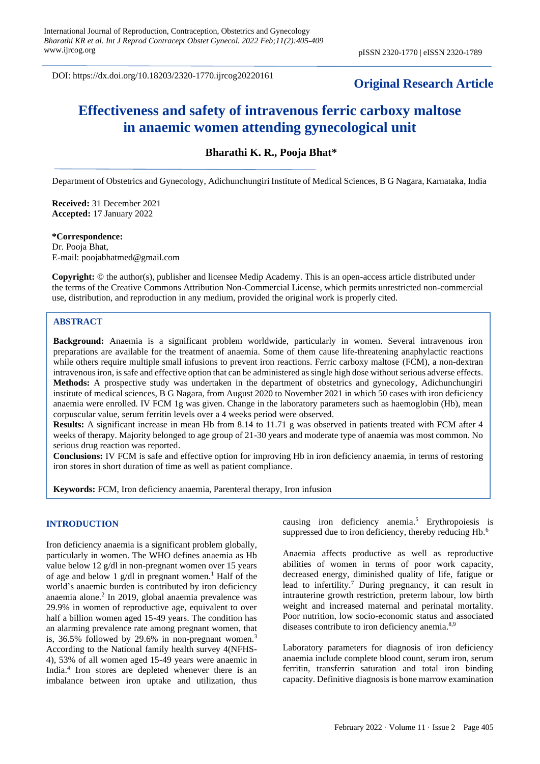DOI: https://dx.doi.org/10.18203/2320-1770.ijrcog20220161

**Original Research Article**

# Effectiveness and safety of intravenous ferric carboxy maltose in anaemic women attending gynecological unit

**Bharathi K. R., Pooja Bhat***

Department of Obstetrics and Gynecology, Adichunchungiri Institute of Medical Sciences, B G Nagara, Karnataka, India

**Received:** 31 December 2021
**Accepted:** 17 January 2022

***Correspondence:**
Dr. Pooja Bhat,
E-mail: poojabhatmed@gmail.com

**Copyright:** © the author(s), publisher and licensee Medip Academy. This is an open-access article distributed under the terms of the Creative Commons Attribution Non-Commercial License, which permits unrestricted non-commercial use, distribution, and reproduction in any medium, provided the original work is properly cited.

## ABSTRACT

**Background:** Anaemia is a significant problem worldwide, particularly in women. Several intravenous iron preparations are available for the treatment of anaemia. Some of them cause life-threatening anaphylactic reactions while others require multiple small infusions to prevent iron reactions. Ferric carboxy maltose (FCM), a non-dextran intravenous iron, is safe and effective option that can be administered as single high dose without serious adverse effects.

**Methods:** A prospective study was undertaken in the department of obstetrics and gynecology, Adichunchungiri institute of medical sciences, B G Nagara, from August 2020 to November 2021 in which 50 cases with iron deficiency anaemia were enrolled. IV FCM 1g was given. Change in the laboratory parameters such as haemoglobin (Hb), mean corpuscular value, serum ferritin levels over a 4 weeks period were observed.

**Results:** A significant increase in mean Hb from 8.14 to 11.71 g was observed in patients treated with FCM after 4 weeks of therapy. Majority belonged to age group of 21-30 years and moderate type of anaemia was most common. No serious drug reaction was reported.

**Conclusions:** IV FCM is safe and effective option for improving Hb in iron deficiency anaemia, in terms of restoring iron stores in short duration of time as well as patient compliance.

**Keywords:** FCM, Iron deficiency anaemia, Parenteral therapy, Iron infusion

## INTRODUCTION

Iron deficiency anaemia is a significant problem globally, particularly in women. The WHO defines anaemia as Hb value below 12 g/dl in non-pregnant women over 15 years of age and below 1 g/dl in pregnant women.[1] Half of the world's anaemic burden is contributed by iron deficiency anaemia alone.[2] In 2019, global anaemia prevalence was 29.9% in women of reproductive age, equivalent to over half a billion women aged 15-49 years. The condition has an alarming prevalence rate among pregnant women, that is, 36.5% followed by 29.6% in non-pregnant women.[3] According to the National family health survey 4(NFHS-4), 53% of all women aged 15-49 years were anaemic in India.[4] Iron stores are depleted whenever there is an imbalance between iron uptake and utilization, thus causing iron deficiency anemia.[5] Erythropoiesis is suppressed due to iron deficiency, thereby reducing Hb.[6]

Anaemia affects productive as well as reproductive abilities of women in terms of poor work capacity, decreased energy, diminished quality of life, fatigue or lead to infertility.[7] During pregnancy, it can result in intrauterine growth restriction, preterm labour, low birth weight and increased maternal and perinatal mortality. Poor nutrition, low socio-economic status and associated diseases contribute to iron deficiency anemia.[8,9]

Laboratory parameters for diagnosis of iron deficiency anaemia include complete blood count, serum iron, serum ferritin, transferrin saturation and total iron binding capacity. Definitive diagnosis is bone marrow examination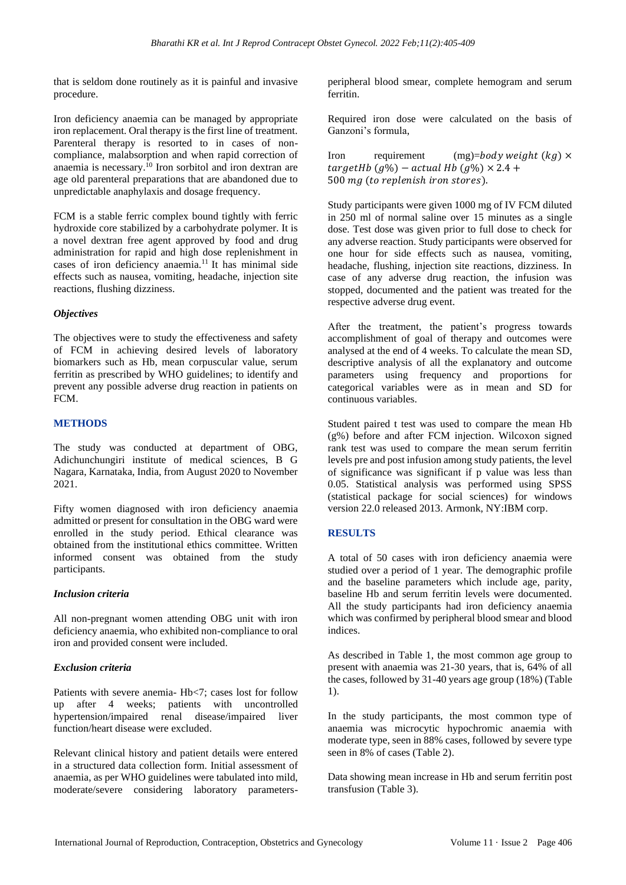that is seldom done routinely as it is painful and invasive procedure.

Iron deficiency anaemia can be managed by appropriate iron replacement. Oral therapy is the first line of treatment. Parenteral therapy is resorted to in cases of non-compliance, malabsorption and when rapid correction of anaemia is necessary.[10] Iron sorbitol and iron dextran are age old parenteral preparations that are abandoned due to unpredictable anaphylaxis and dosage frequency.

FCM is a stable ferric complex bound tightly with ferric hydroxide core stabilized by a carbohydrate polymer. It is a novel dextran free agent approved by food and drug administration for rapid and high dose replenishment in cases of iron deficiency anaemia.[11] It has minimal side effects such as nausea, vomiting, headache, injection site reactions, flushing dizziness.

### *Objectives*

The objectives were to study the effectiveness and safety of FCM in achieving desired levels of laboratory biomarkers such as Hb, mean corpuscular value, serum ferritin as prescribed by WHO guidelines; to identify and prevent any possible adverse drug reaction in patients on FCM.

## METHODS

The study was conducted at department of OBG, Adichunchungiri institute of medical sciences, B G Nagara, Karnataka, India, from August 2020 to November 2021.

Fifty women diagnosed with iron deficiency anaemia admitted or present for consultation in the OBG ward were enrolled in the study period. Ethical clearance was obtained from the institutional ethics committee. Written informed consent was obtained from the study participants.

### *Inclusion criteria*

All non-pregnant women attending OBG unit with iron deficiency anaemia, who exhibited non-compliance to oral iron and provided consent were included.

### *Exclusion criteria*

Patients with severe anemia- Hb<7; cases lost for follow up after 4 weeks; patients with uncontrolled hypertension/impaired renal disease/impaired liver function/heart disease were excluded.

Relevant clinical history and patient details were entered in a structured data collection form. Initial assessment of anaemia, as per WHO guidelines were tabulated into mild, moderate/severe considering laboratory parameters- peripheral blood smear, complete hemogram and serum ferritin.

Required iron dose were calculated on the basis of Ganzoni's formula,

Iron requirement (mg)= $body\ weight\ (kg) \times targetHb\ (g\%) - actual\ Hb\ (g\%) \times 2.4 + 500\ mg\ (to\ replenish\ iron\ stores).$

Study participants were given 1000 mg of IV FCM diluted in 250 ml of normal saline over 15 minutes as a single dose. Test dose was given prior to full dose to check for any adverse reaction. Study participants were observed for one hour for side effects such as nausea, vomiting, headache, flushing, injection site reactions, dizziness. In case of any adverse drug reaction, the infusion was stopped, documented and the patient was treated for the respective adverse drug event.

After the treatment, the patient's progress towards accomplishment of goal of therapy and outcomes were analysed at the end of 4 weeks. To calculate the mean SD, descriptive analysis of all the explanatory and outcome parameters using frequency and proportions for categorical variables were as in mean and SD for continuous variables.

Student paired t test was used to compare the mean Hb (g%) before and after FCM injection. Wilcoxon signed rank test was used to compare the mean serum ferritin levels pre and post infusion among study patients, the level of significance was significant if p value was less than 0.05. Statistical analysis was performed using SPSS (statistical package for social sciences) for windows version 22.0 released 2013. Armonk, NY:IBM corp.

## RESULTS

A total of 50 cases with iron deficiency anaemia were studied over a period of 1 year. The demographic profile and the baseline parameters which include age, parity, baseline Hb and serum ferritin levels were documented. All the study participants had iron deficiency anaemia which was confirmed by peripheral blood smear and blood indices.

As described in Table 1, the most common age group to present with anaemia was 21-30 years, that is, 64% of all the cases, followed by 31-40 years age group (18%) (Table 1).

In the study participants, the most common type of anaemia was microcytic hypochromic anaemia with moderate type, seen in 88% cases, followed by severe type seen in 8% of cases (Table 2).

Data showing mean increase in Hb and serum ferritin post transfusion (Table 3).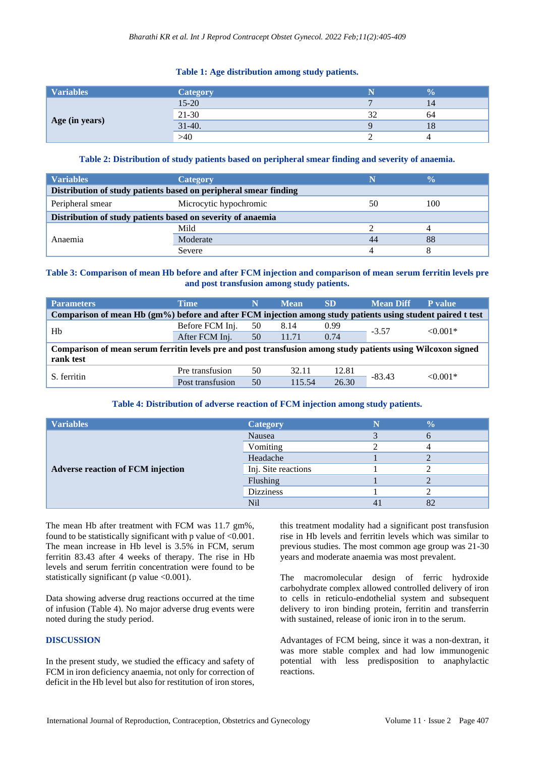**Table 1: Age distribution among study patients.**

| Variables | Category | N | % |
|---|---|---|---|
| **Age (in years)** | 15-20 | 7 | 14 |
| | 21-30 | 32 | 64 |
| | 31-40. | 9 | 18 |
| | >40 | 2 | 4 |

**Table 2: Distribution of study patients based on peripheral smear finding and severity of anaemia.**

| Variables | Category | N | % |
|---|---|---|---|
| **Distribution of study patients based on peripheral smear finding** | | | |
| Peripheral smear | Microcytic hypochromic | 50 | 100 |
| **Distribution of study patients based on severity of anaemia** | | | |
| Anaemia | Mild | 2 | 4 |
| | Moderate | 44 | 88 |
| | Severe | 4 | 8 |

**Table 3: Comparison of mean Hb before and after FCM injection and comparison of mean serum ferritin levels pre and post transfusion among study patients.**

| Parameters | Time | N | Mean | SD | Mean Diff | P value |
|---|---|---|---|---|---|---|
| **Comparison of mean Hb (gm%) before and after FCM injection among study patients using student paired t test** | | | | | | |
| Hb | Before FCM Inj. | 50 | 8.14 | 0.99 | -3.57 | <0.001* |
| | After FCM Inj. | 50 | 11.71 | 0.74 | | |
| **Comparison of mean serum ferritin levels pre and post transfusion among study patients using Wilcoxon signed rank test** | | | | | | |
| S. ferritin | Pre transfusion | 50 | 32.11 | 12.81 | -83.43 | <0.001* |
| | Post transfusion | 50 | 115.54 | 26.30 | | |

**Table 4: Distribution of adverse reaction of FCM injection among study patients.**

| Variables | Category | N | % |
|---|---|---|---|
| **Adverse reaction of FCM injection** | Nausea | 3 | 6 |
| | Vomiting | 2 | 4 |
| | Headache | 1 | 2 |
| | Inj. Site reactions | 1 | 2 |
| | Flushing | 1 | 2 |
| | Dizziness | 1 | 2 |
| | Nil | 41 | 82 |

The mean Hb after treatment with FCM was 11.7 gm%, found to be statistically significant with p value of <0.001. The mean increase in Hb level is 3.5% in FCM, serum ferritin 83.43 after 4 weeks of therapy. The rise in Hb levels and serum ferritin concentration were found to be statistically significant (p value <0.001).

Data showing adverse drug reactions occurred at the time of infusion (Table 4). No major adverse drug events were noted during the study period.

## DISCUSSION

In the present study, we studied the efficacy and safety of FCM in iron deficiency anaemia, not only for correction of deficit in the Hb level but also for restitution of iron stores, this treatment modality had a significant post transfusion rise in Hb levels and ferritin levels which was similar to previous studies. The most common age group was 21-30 years and moderate anaemia was most prevalent.

The macromolecular design of ferric hydroxide carbohydrate complex allowed controlled delivery of iron to cells in reticulo-endothelial system and subsequent delivery to iron binding protein, ferritin and transferrin with sustained, release of ionic iron in to the serum.

Advantages of FCM being, since it was a non-dextran, it was more stable complex and had low immunogenic potential with less predisposition to anaphylactic reactions.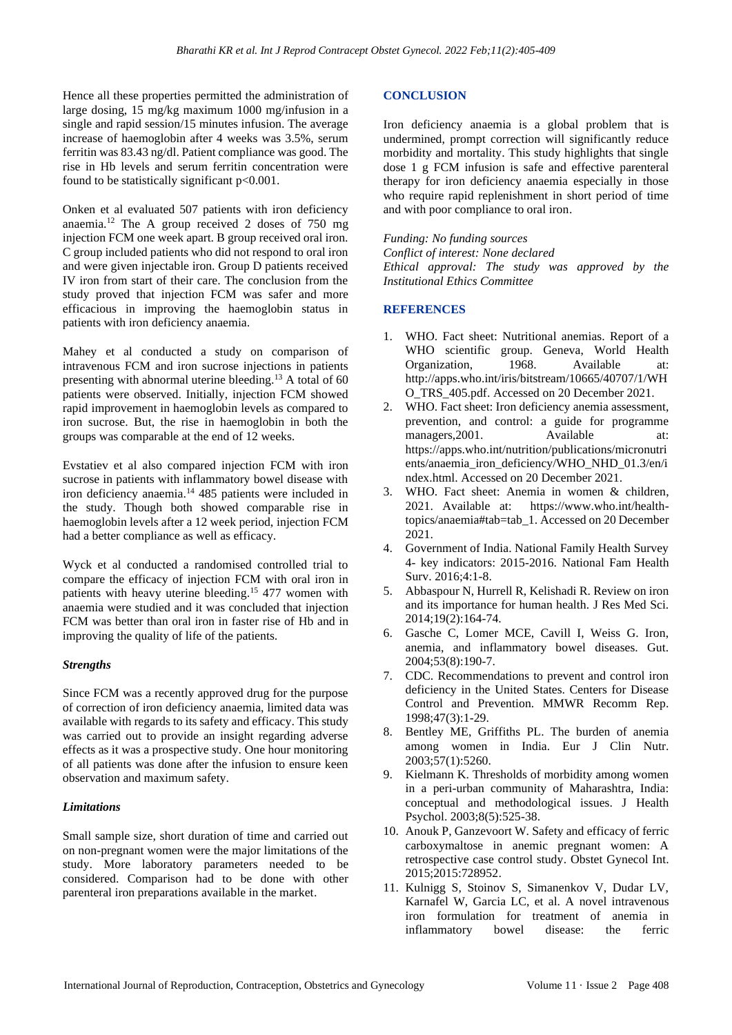Hence all these properties permitted the administration of large dosing, 15 mg/kg maximum 1000 mg/infusion in a single and rapid session/15 minutes infusion. The average increase of haemoglobin after 4 weeks was 3.5%, serum ferritin was 83.43 ng/dl. Patient compliance was good. The rise in Hb levels and serum ferritin concentration were found to be statistically significant $p<0.001$.

Onken et al evaluated 507 patients with iron deficiency anaemia.[12] The A group received 2 doses of 750 mg injection FCM one week apart. B group received oral iron. C group included patients who did not respond to oral iron and were given injectable iron. Group D patients received IV iron from start of their care. The conclusion from the study proved that injection FCM was safer and more efficacious in improving the haemoglobin status in patients with iron deficiency anaemia.

Mahey et al conducted a study on comparison of intravenous FCM and iron sucrose injections in patients presenting with abnormal uterine bleeding.[13] A total of 60 patients were observed. Initially, injection FCM showed rapid improvement in haemoglobin levels as compared to iron sucrose. But, the rise in haemoglobin in both the groups was comparable at the end of 12 weeks.

Evstatiev et al also compared injection FCM with iron sucrose in patients with inflammatory bowel disease with iron deficiency anaemia.[14] 485 patients were included in the study. Though both showed comparable rise in haemoglobin levels after a 12 week period, injection FCM had a better compliance as well as efficacy.

Wyck et al conducted a randomised controlled trial to compare the efficacy of injection FCM with oral iron in patients with heavy uterine bleeding.[15] 477 women with anaemia were studied and it was concluded that injection FCM was better than oral iron in faster rise of Hb and in improving the quality of life of the patients.

### *Strengths*

Since FCM was a recently approved drug for the purpose of correction of iron deficiency anaemia, limited data was available with regards to its safety and efficacy. This study was carried out to provide an insight regarding adverse effects as it was a prospective study. One hour monitoring of all patients was done after the infusion to ensure keen observation and maximum safety.

### *Limitations*

Small sample size, short duration of time and carried out on non-pregnant women were the major limitations of the study. More laboratory parameters needed to be considered. Comparison had to be done with other parenteral iron preparations available in the market.

## CONCLUSION

Iron deficiency anaemia is a global problem that is undermined, prompt correction will significantly reduce morbidity and mortality. This study highlights that single dose 1 g FCM infusion is safe and effective parenteral therapy for iron deficiency anaemia especially in those who require rapid replenishment in short period of time and with poor compliance to oral iron.

*Funding: No funding sources*
*Conflict of interest: None declared*
*Ethical approval: The study was approved by the Institutional Ethics Committee*

## REFERENCES

1. WHO. Fact sheet: Nutritional anemias. Report of a WHO scientific group. Geneva, World Health Organization, 1968. Available at: http://apps.who.int/iris/bitstream/10665/40707/1/WHO_TRS_405.pdf. Accessed on 20 December 2021.
2. WHO. Fact sheet: Iron deficiency anemia assessment, prevention, and control: a guide for programme managers,2001. Available at: https://apps.who.int/nutrition/publications/micronutrients/anaemia_iron_deficiency/WHO_NHD_01.3/en/index.html. Accessed on 20 December 2021.
3. WHO. Fact sheet: Anemia in women & children, 2021. Available at: https://www.who.int/health-topics/anaemia#tab=tab_1. Accessed on 20 December 2021.
4. Government of India. National Family Health Survey 4- key indicators: 2015-2016. National Fam Health Surv. 2016;4:1-8.
5. Abbaspour N, Hurrell R, Kelishadi R. Review on iron and its importance for human health. J Res Med Sci. 2014;19(2):164-74.
6. Gasche C, Lomer MCE, Cavill I, Weiss G. Iron, anemia, and inflammatory bowel diseases. Gut. 2004;53(8):190-7.
7. CDC. Recommendations to prevent and control iron deficiency in the United States. Centers for Disease Control and Prevention. MMWR Recomm Rep. 1998;47(3):1-29.
8. Bentley ME, Griffiths PL. The burden of anemia among women in India. Eur J Clin Nutr. 2003;57(1):5260.
9. Kielmann K. Thresholds of morbidity among women in a peri-urban community of Maharashtra, India: conceptual and methodological issues. J Health Psychol. 2003;8(5):525-38.
10. Anouk P, Ganzevoort W. Safety and efficacy of ferric carboxymaltose in anemic pregnant women: A retrospective case control study. Obstet Gynecol Int. 2015;2015:728952.
11. Kulnigg S, Stoinov S, Simanenkov V, Dudar LV, Karnafel W, Garcia LC, et al. A novel intravenous iron formulation for treatment of anemia in inflammatory bowel disease: the ferric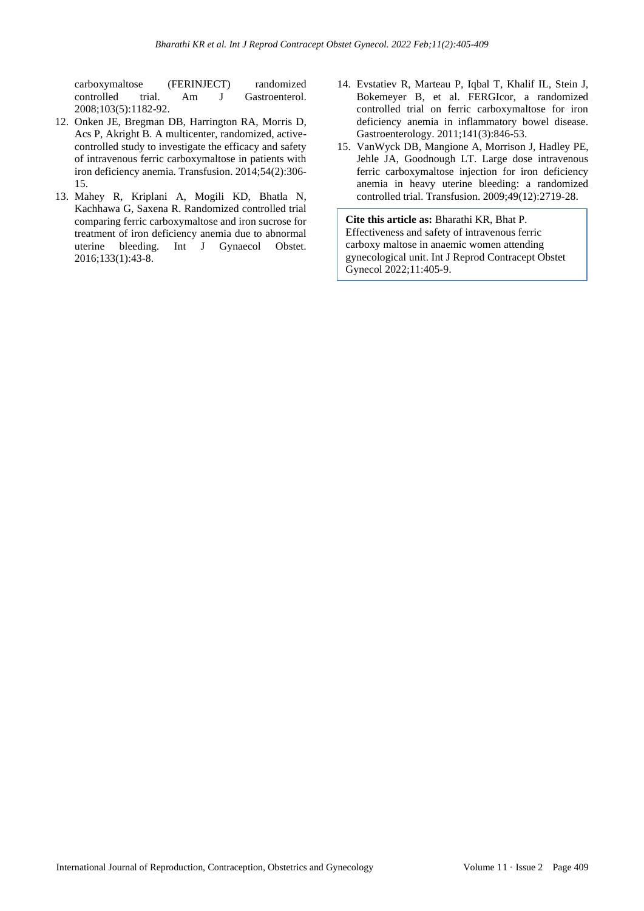carboxymaltose (FERINJECT) randomized controlled trial. Am J Gastroenterol. 2008;103(5):1182-92.

12. Onken JE, Bregman DB, Harrington RA, Morris D, Acs P, Akright B. A multicenter, randomized, active-controlled study to investigate the efficacy and safety of intravenous ferric carboxymaltose in patients with iron deficiency anemia. Transfusion. 2014;54(2):306-15.
13. Mahey R, Kriplani A, Mogili KD, Bhatla N, Kachhawa G, Saxena R. Randomized controlled trial comparing ferric carboxymaltose and iron sucrose for treatment of iron deficiency anemia due to abnormal uterine bleeding. Int J Gynaecol Obstet. 2016;133(1):43-8.
14. Evstatiev R, Marteau P, Iqbal T, Khalif IL, Stein J, Bokemeyer B, et al. FERGIcor, a randomized controlled trial on ferric carboxymaltose for iron deficiency anemia in inflammatory bowel disease. Gastroenterology. 2011;141(3):846-53.
15. VanWyck DB, Mangione A, Morrison J, Hadley PE, Jehle JA, Goodnough LT. Large dose intravenous ferric carboxymaltose injection for iron deficiency anemia in heavy uterine bleeding: a randomized controlled trial. Transfusion. 2009;49(12):2719-28.

**Cite this article as:** Bharathi KR, Bhat P. Effectiveness and safety of intravenous ferric carboxy maltose in anaemic women attending gynecological unit. Int J Reprod Contracept Obstet Gynecol 2022;11:405-9.